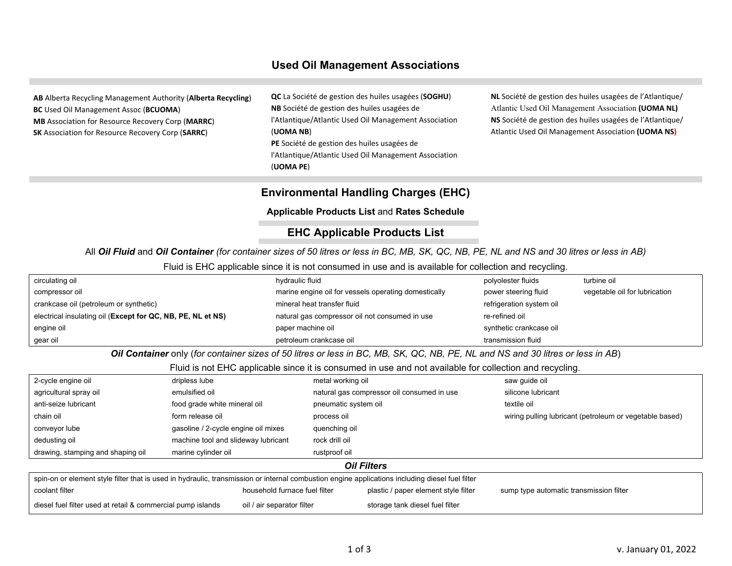## Used Oil Management Associations

**AB** Alberta Recycling Management Authority (**Alberta Recycling**)
**BC** Used Oil Management Assoc (**BCUOMA**)
**MB** Association for Resource Recovery Corp (**MARRC**)
**SK** Association for Resource Recovery Corp (**SARRC**)

**QC** La Société de gestion des huiles usagées (**SOGHU**)
**NB** Société de gestion des huiles usagées de l'Atlantique/Atlantic Used Oil Management Association (**UOMA NB**)
**PE** Société de gestion des huiles usagées de l'Atlantique/Atlantic Used Oil Management Association (**UOMA PE**)

**NL** Société de gestion des huiles usagées de l'Atlantique/ Atlantic Used Oil Management Association **(UOMA NL)**
**NS** Société de gestion des huiles usagées de l'Atlantique/ Atlantic Used Oil Management Association **(UOMA NS)**

## Environmental Handling Charges (EHC)

**Applicable Products List** and **Rates Schedule**

### EHC Applicable Products List

All ***Oil Fluid*** and ***Oil Container*** *(for container sizes of 50 litres or less in BC, MB, SK, QC, NB, PE, NL and NS and 30 litres or less in AB)*

Fluid is EHC applicable since it is not consumed in use and is available for collection and recycling.

| | | | |
|---|---|---|---|
| circulating oil | hydraulic fluid | polyolester fluids | turbine oil |
| compressor oil | marine engine oil for vessels operating domestically | power steering fluid | vegetable oil for lubrication |
| crankcase oil (petroleum or synthetic) | mineral heat transfer fluid | refrigeration system oil | |
| electrical insulating oil (**Except for QC, NB, PE, NL et NS)** | natural gas compressor oil not consumed in use | re-refined oil | |
| engine oil | paper machine oil | synthetic crankcase oil | |
| gear oil | petroleum crankcase oil | transmission fluid | |

***Oil Container*** only (*for container sizes of 50 litres or less in BC, MB, SK, QC, NB, PE, NL and NS and 30 litres or less in AB*)

Fluid is not EHC applicable since it is consumed in use and not available for collection and recycling.

| | | | |
|---|---|---|---|
| 2-cycle engine oil | dripless lube | metal working oil | saw guide oil |
| agricultural spray oil | emulsified oil | natural gas compressor oil consumed in use | silicone lubricant |
| anti-seize lubricant | food grade white mineral oil | pneumatic system oil | textile oil |
| chain oil | form release oil | process oil | wiring pulling lubricant (petroleum or vegetable based) |
| conveyor lube | gasoline / 2-cycle engine oil mixes | quenching oil | |
| dedusting oil | machine tool and slideway lubricant | rock drill oil | |
| drawing, stamping and shaping oil | marine cylinder oil | rustproof oil | |

***Oil Filters***

spin-on or element style filter that is used in hydraulic, transmission or internal combustion engine applications including diesel fuel filter

| | | | |
|---|---|---|---|
| coolant filter | household furnace fuel filter | plastic / paper element style filter | sump type automatic transmission filter |
| diesel fuel filter used at retail & commercial pump islands | oil / air separator filter | storage tank diesel fuel filter | |

v. January 01, 2022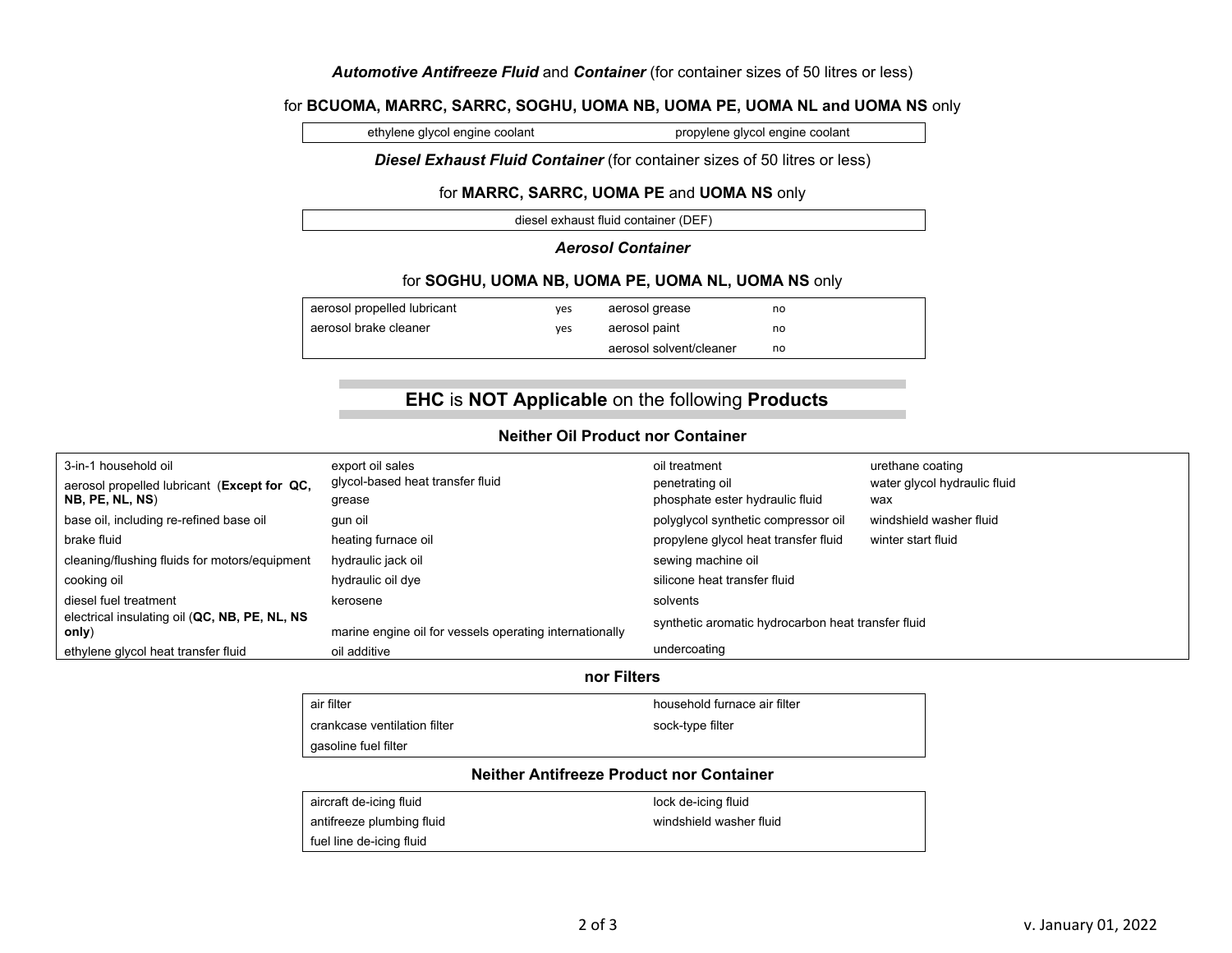***Automotive Antifreeze Fluid*** and ***Container*** (for container sizes of 50 litres or less)

for **BCUOMA, MARRC, SARRC, SOGHU, UOMA NB, UOMA PE, UOMA NL and UOMA NS** only

| ethylene glycol engine coolant | propylene glycol engine coolant |
|---|---|

***Diesel Exhaust Fluid Container*** (for container sizes of 50 litres or less)

for **MARRC, SARRC, UOMA PE** and **UOMA NS** only

| diesel exhaust fluid container (DEF) |
|---|

***Aerosol Container***

for **SOGHU, UOMA NB, UOMA PE, UOMA NL, UOMA NS** only

| aerosol propelled lubricant | yes | aerosol grease | no |
|---|---|---|---|
| aerosol brake cleaner | yes | aerosol paint | no |
| | | aerosol solvent/cleaner | no |

## EHC is NOT Applicable on the following Products

### Neither Oil Product nor Container

| | | | |
|---|---|---|---|
| 3-in-1 household oil | export oil sales | oil treatment | urethane coating |
| aerosol propelled lubricant (**Except for QC, NB, PE, NL, NS**) | glycol-based heat transfer fluid | penetrating oil | water glycol hydraulic fluid |
| | grease | phosphate ester hydraulic fluid | wax |
| base oil, including re-refined base oil | gun oil | polyglycol synthetic compressor oil | windshield washer fluid |
| brake fluid | heating furnace oil | propylene glycol heat transfer fluid | winter start fluid |
| cleaning/flushing fluids for motors/equipment | hydraulic jack oil | sewing machine oil | |
| cooking oil | hydraulic oil dye | silicone heat transfer fluid | |
| diesel fuel treatment | kerosene | solvents | |
| electrical insulating oil (**QC, NB, PE, NL, NS only**) | marine engine oil for vessels operating internationally | synthetic aromatic hydrocarbon heat transfer fluid | |
| ethylene glycol heat transfer fluid | oil additive | undercoating | |

### nor Filters

| | |
|---|---|
| air filter | household furnace air filter |
| crankcase ventilation filter | sock-type filter |
| gasoline fuel filter | |

### Neither Antifreeze Product nor Container

| | |
|---|---|
| aircraft de-icing fluid | lock de-icing fluid |
| antifreeze plumbing fluid | windshield washer fluid |
| fuel line de-icing fluid | |

v. January 01, 2022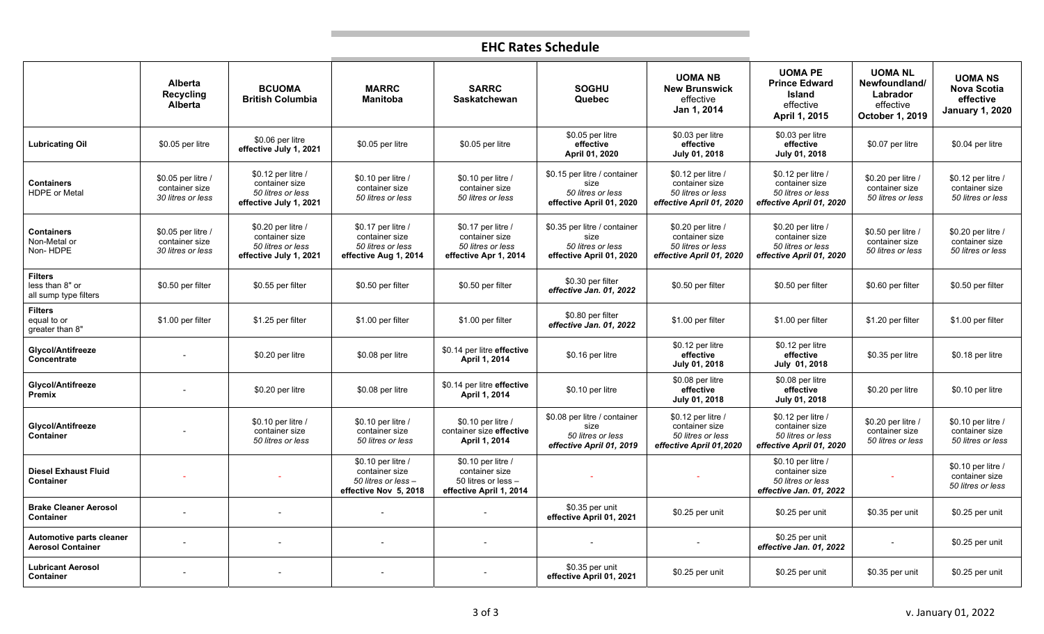# EHC Rates Schedule

| | **Alberta Recycling Alberta** | **BCUOMA British Columbia** | **MARRC Manitoba** | **SARRC Saskatchewan** | **SOGHU Quebec** | **UOMA NB New Brunswick** effective **Jan 1, 2014** | **UOMA PE Prince Edward Island** effective **April 1, 2015** | **UOMA NL Newfoundland/ Labrador** effective **October 1, 2019** | **UOMA NS Nova Scotia** effective **January 1, 2020** |
|---|---|---|---|---|---|---|---|---|---|
| **Lubricating Oil** | $0.05 per litre | $0.06 per litre **effective July 1, 2021** | $0.05 per litre | $0.05 per litre | $0.05 per litre **effective April 01, 2020** | $0.03 per litre **effective July 01, 2018** | $0.03 per litre **effective July 01, 2018** | $0.07 per litre | $0.04 per litre |
| **Containers** HDPE or Metal | $0.05 per litre / container size *30 litres or less* | $0.12 per litre / container size *50 litres or less* **effective July 1, 2021** | $0.10 per litre / container size *50 litres or less* | $0.10 per litre / container size *50 litres or less* | $0.15 per litre / container size *50 litres or less* **effective April 01, 2020** | $0.12 per litre / container size *50 litres or less* ***effective April 01, 2020*** | $0.12 per litre / container size *50 litres or less* ***effective April 01, 2020*** | $0.20 per litre / container size *50 litres or less* | $0.12 per litre / container size *50 litres or less* |
| **Containers** Non-Metal or Non- HDPE | $0.05 per litre / container size *30 litres or less* | $0.20 per litre / container size *50 litres or less* **effective July 1, 2021** | $0.17 per litre / container size *50 litres or less* **effective Aug 1, 2014** | $0.17 per litre / container size *50 litres or less* **effective Apr 1, 2014** | $0.35 per litre / container size *50 litres or less* **effective April 01, 2020** | $0.20 per litre / container size *50 litres or less* ***effective April 01, 2020*** | $0.20 per litre / container size *50 litres or less* ***effective April 01, 2020*** | $0.50 per litre / container size *50 litres or less* | $0.20 per litre / container size *50 litres or less* |
| **Filters** less than 8" or all sump type filters | $0.50 per filter | $0.55 per filter | $0.50 per filter | $0.50 per filter | $0.30 per filter ***effective Jan. 01, 2022*** | $0.50 per filter | $0.50 per filter | $0.60 per filter | $0.50 per filter |
| **Filters** equal to or greater than 8" | $1.00 per filter | $1.25 per filter | $1.00 per filter | $1.00 per filter | $0.80 per filter ***effective Jan. 01, 2022*** | $1.00 per filter | $1.00 per filter | $1.20 per filter | $1.00 per filter |
| **Glycol/Antifreeze Concentrate** | - | $0.20 per litre | $0.08 per litre | $0.14 per litre **effective April 1, 2014** | $0.16 per litre | $0.12 per litre **effective July 01, 2018** | $0.12 per litre **effective July 01, 2018** | $0.35 per litre | $0.18 per litre |
| **Glycol/Antifreeze Premix** | - | $0.20 per litre | $0.08 per litre | $0.14 per litre **effective April 1, 2014** | $0.10 per litre | $0.08 per litre **effective July 01, 2018** | $0.08 per litre **effective July 01, 2018** | $0.20 per litre | $0.10 per litre |
| **Glycol/Antifreeze Container** | - | $0.10 per litre / container size *50 litres or less* | $0.10 per litre / container size *50 litres or less* | $0.10 per litre / container size **effective April 1, 2014** | $0.08 per litre / container size *50 litres or less* **effective April 01, 2019** | $0.12 per litre / container size *50 litres or less* ***effective April 01,2020*** | $0.12 per litre / container size *50 litres or less* ***effective April 01, 2020*** | $0.20 per litre / container size *50 litres or less* | $0.10 per litre / container size *50 litres or less* |
| **Diesel Exhaust Fluid Container** | - | - | $0.10 per litre / container size *50 litres or less –* **effective Nov 5, 2018** | $0.10 per litre / container size 50 litres or less – **effective April 1, 2014** | - | - | $0.10 per litre / container size *50 litres or less* ***effective Jan. 01, 2022*** | - | $0.10 per litre / container size *50 litres or less* |
| **Brake Cleaner Aerosol Container** | - | - | - | - | $0.35 per unit **effective April 01, 2021** | $0.25 per unit | $0.25 per unit | $0.35 per unit | $0.25 per unit |
| **Automotive parts cleaner Aerosol Container** | - | - | - | - | - | - | $0.25 per unit ***effective Jan. 01, 2022*** | - | $0.25 per unit |
| **Lubricant Aerosol Container** | - | - | - | - | $0.35 per unit **effective April 01, 2021** | $0.25 per unit | $0.25 per unit | $0.35 per unit | $0.25 per unit |

v. January 01, 2022